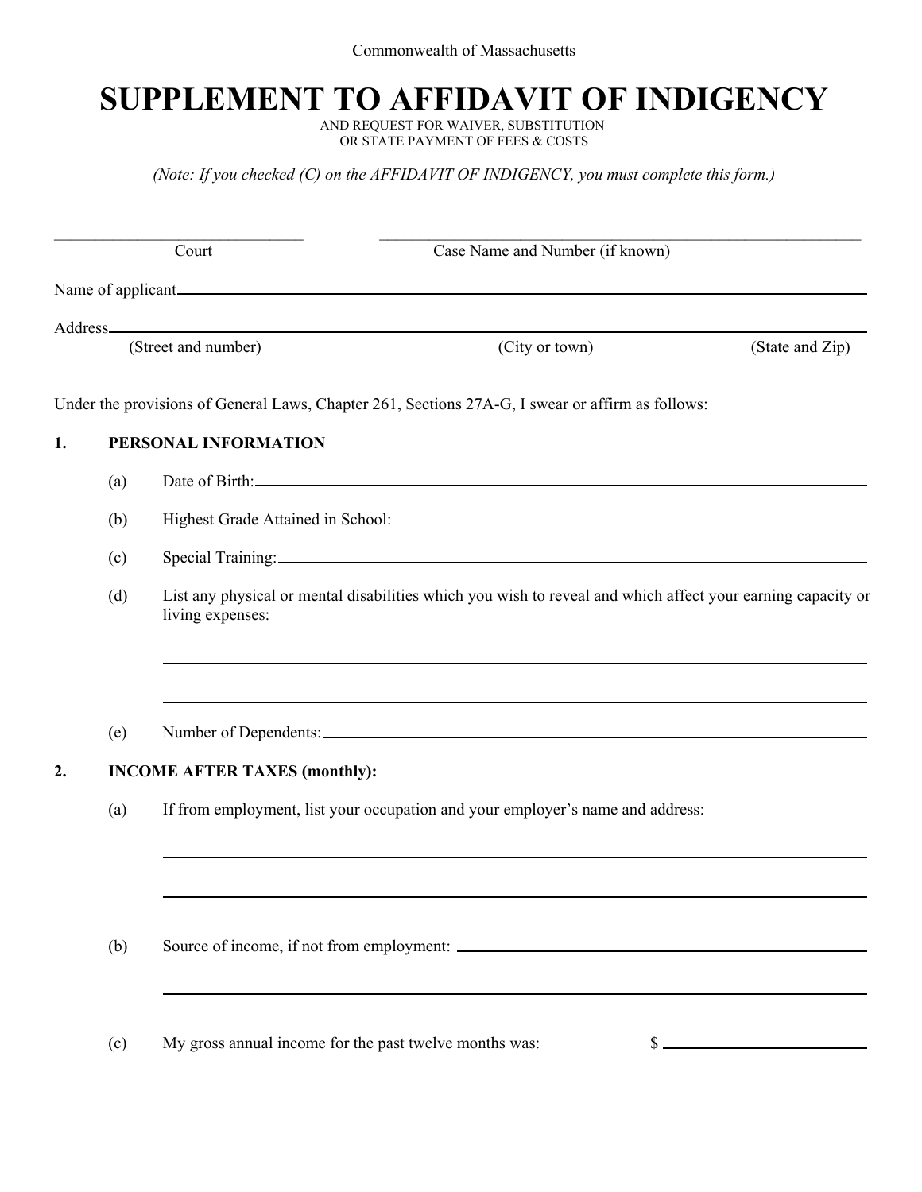Commonwealth of Massachusetts

# SUPPLEMENT TO AFFIDAVIT OF INDIGENCY

AND REQUEST FOR WAIVER, SUBSTITUTION
OR STATE PAYMENT OF FEES & COSTS

*(Note: If you checked (C) on the AFFIDAVIT OF INDIGENCY, you must complete this form.)*

______________________________ Court

______________________________ Case Name and Number (if known)

Name of applicant______________________________

Address______________________________
(Street and number) (City or town) (State and Zip)

Under the provisions of General Laws, Chapter 261, Sections 27A-G, I swear or affirm as follows:

**1. PERSONAL INFORMATION**

(a) Date of Birth:______________________________

(b) Highest Grade Attained in School:______________________________

(c) Special Training:______________________________

(d) List any physical or mental disabilities which you wish to reveal and which affect your earning capacity or living expenses:

______________________________

______________________________

(e) Number of Dependents:______________________________

**2. INCOME AFTER TAXES (monthly):**

(a) If from employment, list your occupation and your employer's name and address:

______________________________

______________________________

(b) Source of income, if not from employment: ______________________________

______________________________

(c) My gross annual income for the past twelve months was: $ ______________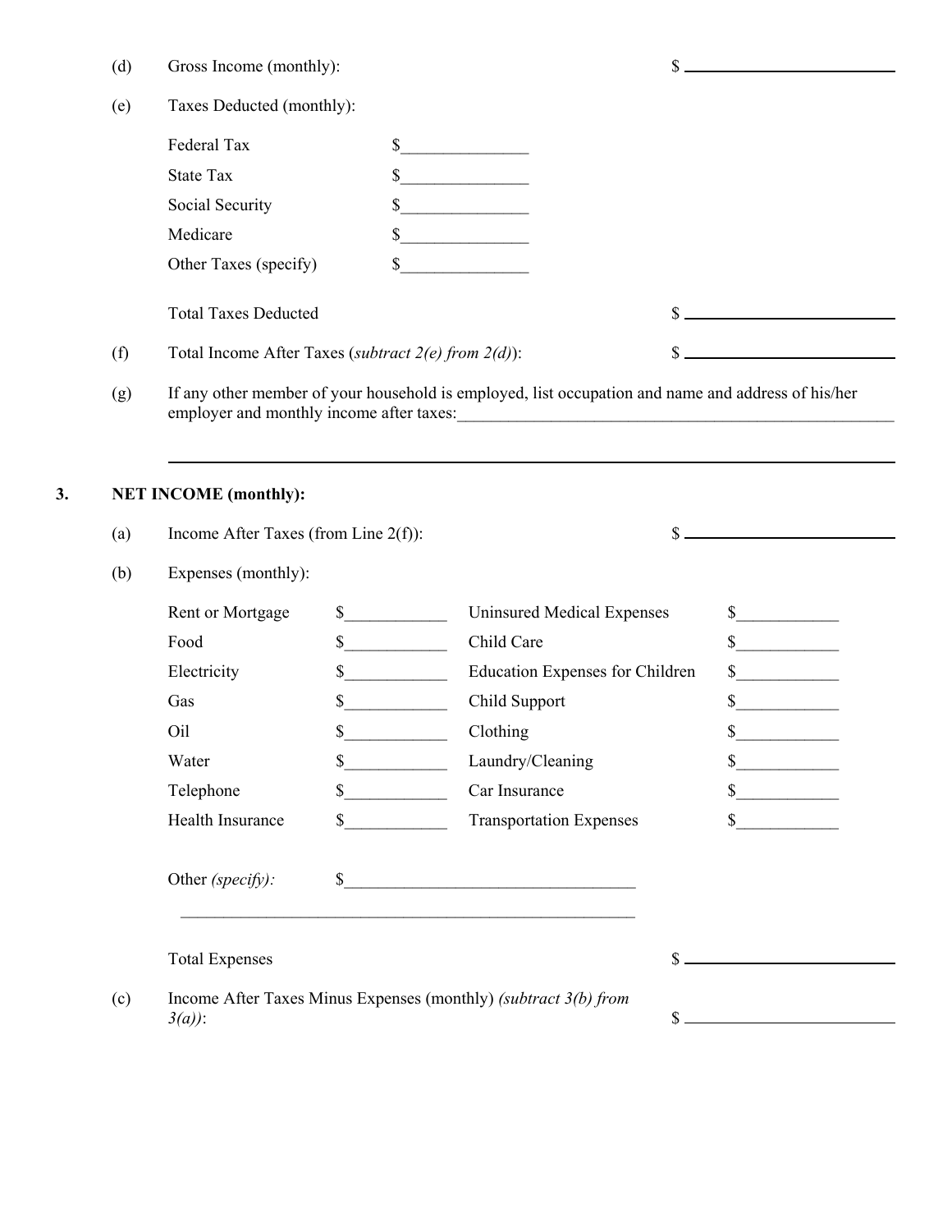(d) Gross Income (monthly): $ ______________________

(e) Taxes Deducted (monthly):

| | |
|---|---|
| Federal Tax | $_______________ |
| State Tax | $_______________ |
| Social Security | $_______________ |
| Medicare | $_______________ |
| Other Taxes (specify) | $_______________ |

Total Taxes Deducted $ ______________________

(f) Total Income After Taxes (*subtract 2(e) from 2(d)*): $ ______________________

(g) If any other member of your household is employed, list occupation and name and address of his/her employer and monthly income after taxes:_____________________________________________________

_____________________________________________________________________________________

**3. NET INCOME (monthly):**

(a) Income After Taxes (from Line 2(f)): $ ______________________

(b) Expenses (monthly):

| | | | |
|---|---|---|---|
| Rent or Mortgage | $____________ | Uninsured Medical Expenses | $____________ |
| Food | $____________ | Child Care | $____________ |
| Electricity | $____________ | Education Expenses for Children | $____________ |
| Gas | $____________ | Child Support | $____________ |
| Oil | $____________ | Clothing | $____________ |
| Water | $____________ | Laundry/Cleaning | $____________ |
| Telephone | $____________ | Car Insurance | $____________ |
| Health Insurance | $____________ | Transportation Expenses | $____________ |

Other *(specify)*: $__________________________________

________________________________________________________

Total Expenses $ ______________________

(c) Income After Taxes Minus Expenses (monthly) *(subtract 3(b) from 3(a))*: $ ______________________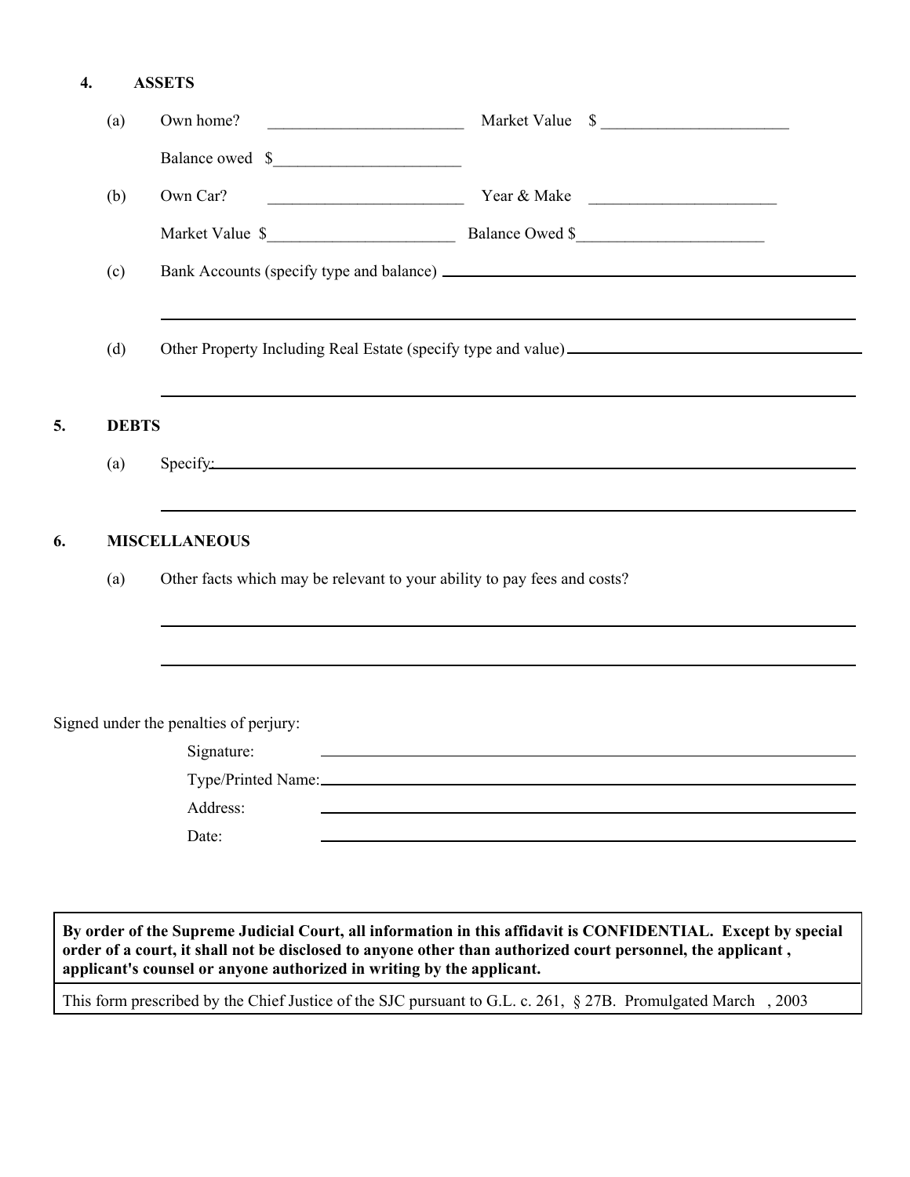4. **ASSETS**

(a) Own home? ________________________ Market Value $ ______________________

Balance owed $______________________

(b) Own Car? ________________________ Year & Make ______________________

Market Value $______________________ Balance Owed $______________________

(c) Bank Accounts (specify type and balance) ______________________________________________

______________________________________________________________________________

(d) Other Property Including Real Estate (specify type and value)______________________________

______________________________________________________________________________

5. **DEBTS**

(a) Specify:______________________________________________________________________

______________________________________________________________________________

6. **MISCELLANEOUS**

(a) Other facts which may be relevant to your ability to pay fees and costs?

______________________________________________________________________________

______________________________________________________________________________

Signed under the penalties of perjury:

Signature: ______________________________________________

Type/Printed Name:______________________________________________

Address: ______________________________________________

Date: ______________________________________________

| |
|---|
| **By order of the Supreme Judicial Court, all information in this affidavit is CONFIDENTIAL. Except by special order of a court, it shall not be disclosed to anyone other than authorized court personnel, the applicant , applicant's counsel or anyone authorized in writing by the applicant.** |
| This form prescribed by the Chief Justice of the SJC pursuant to G.L. c. 261, § 27B. Promulgated March , 2003 |